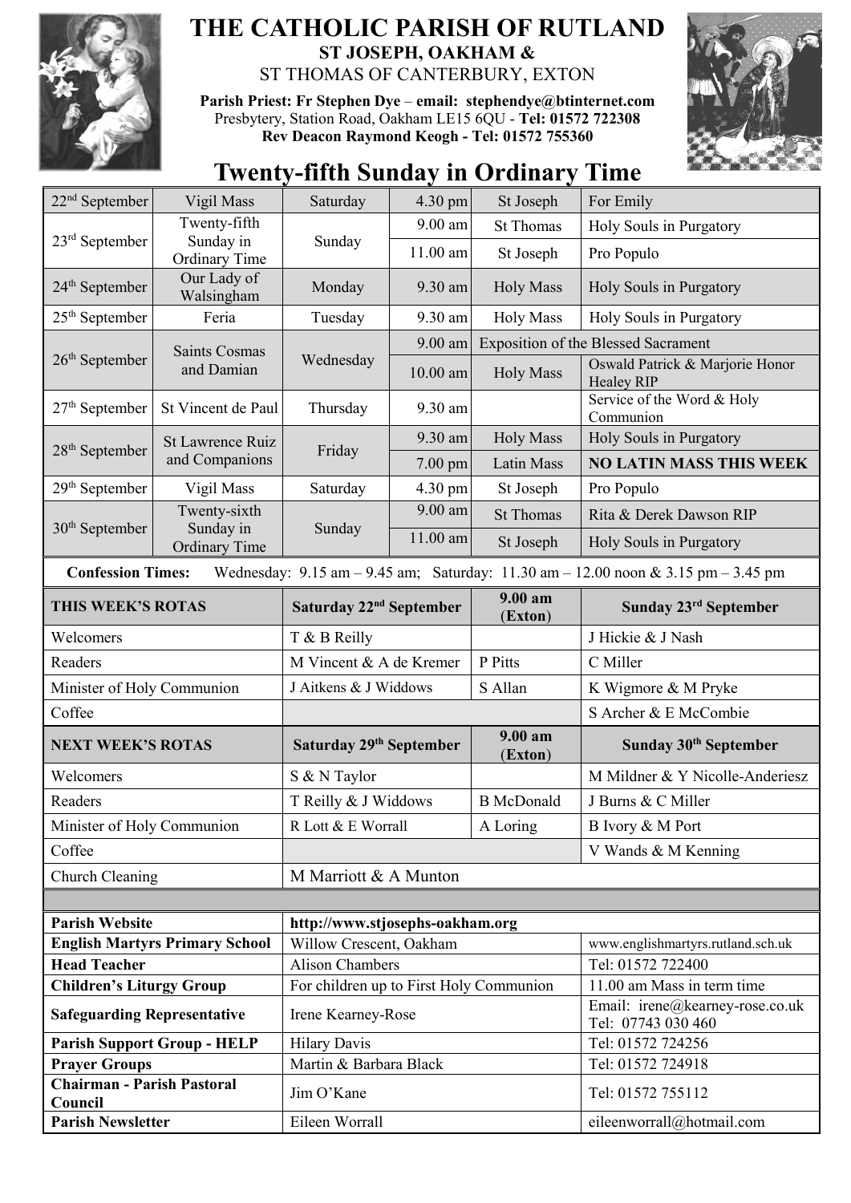# THE CATHOLIC PARISH OF RUTLAND

**ST JOSEPH, OAKHAM &**

ST THOMAS OF CANTERBURY, EXTON

**Parish Priest: Fr Stephen Dye – email: stephendye@btinternet.com**

Presbytery, Station Road, Oakham LE15 6QU - **Tel: 01572 722308**

**Rev Deacon Raymond Keogh - Tel: 01572 755360**

## Twenty-fifth Sunday in Ordinary Time

| Date | Feast | Day | Time | Place | Intention |
|---|---|---|---|---|---|
| 22nd September | Vigil Mass | Saturday | 4.30 pm | St Joseph | For Emily |
| 23rd September | Twenty-fifth Sunday in Ordinary Time | Sunday | 9.00 am | St Thomas | Holy Souls in Purgatory |
| | | | 11.00 am | St Joseph | Pro Populo |
| 24th September | Our Lady of Walsingham | Monday | 9.30 am | Holy Mass | Holy Souls in Purgatory |
| 25th September | Feria | Tuesday | 9.30 am | Holy Mass | Holy Souls in Purgatory |
| 26th September | Saints Cosmas and Damian | Wednesday | 9.00 am | Exposition of the Blessed Sacrament | |
| | | | 10.00 am | Holy Mass | Oswald Patrick & Marjorie Honor Healey RIP |
| 27th September | St Vincent de Paul | Thursday | 9.30 am | | Service of the Word & Holy Communion |
| 28th September | St Lawrence Ruiz and Companions | Friday | 9.30 am | Holy Mass | Holy Souls in Purgatory |
| | | | 7.00 pm | Latin Mass | **NO LATIN MASS THIS WEEK** |
| 29th September | Vigil Mass | Saturday | 4.30 pm | St Joseph | Pro Populo |
| 30th September | Twenty-sixth Sunday in Ordinary Time | Sunday | 9.00 am | St Thomas | Rita & Derek Dawson RIP |
| | | | 11.00 am | St Joseph | Holy Souls in Purgatory |

**Confession Times:** Wednesday: 9.15 am – 9.45 am; Saturday: 11.30 am – 12.00 noon & 3.15 pm – 3.45 pm

| THIS WEEK'S ROTAS | Saturday 22nd September | 9.00 am (Exton) | Sunday 23rd September |
|---|---|---|---|
| Welcomers | T & B Reilly | | J Hickie & J Nash |
| Readers | M Vincent & A de Kremer | P Pitts | C Miller |
| Minister of Holy Communion | J Aitkens & J Widdows | S Allan | K Wigmore & M Pryke |
| Coffee | | | S Archer & E McCombie |
| **NEXT WEEK'S ROTAS** | **Saturday 29th September** | **9.00 am (Exton)** | **Sunday 30th September** |
| Welcomers | S & N Taylor | | M Mildner & Y Nicolle-Anderiesz |
| Readers | T Reilly & J Widdows | B McDonald | J Burns & C Miller |
| Minister of Holy Communion | R Lott & E Worrall | A Loring | B Ivory & M Port |
| Coffee | | | V Wands & M Kenning |
| Church Cleaning | M Marriott & A Munton | | |

| | | |
|---|---|---|
| **Parish Website** | **http://www.stjosephs-oakham.org** | |
| **English Martyrs Primary School** | Willow Crescent, Oakham | www.englishmartyrs.rutland.sch.uk |
| **Head Teacher** | Alison Chambers | Tel: 01572 722400 |
| **Children's Liturgy Group** | For children up to First Holy Communion | 11.00 am Mass in term time |
| **Safeguarding Representative** | Irene Kearney-Rose | Email: irene@kearney-rose.co.uk Tel: 07743 030 460 |
| **Parish Support Group - HELP** | Hilary Davis | Tel: 01572 724256 |
| **Prayer Groups** | Martin & Barbara Black | Tel: 01572 724918 |
| **Chairman - Parish Pastoral Council** | Jim O'Kane | Tel: 01572 755112 |
| **Parish Newsletter** | Eileen Worrall | eileenworrall@hotmail.com |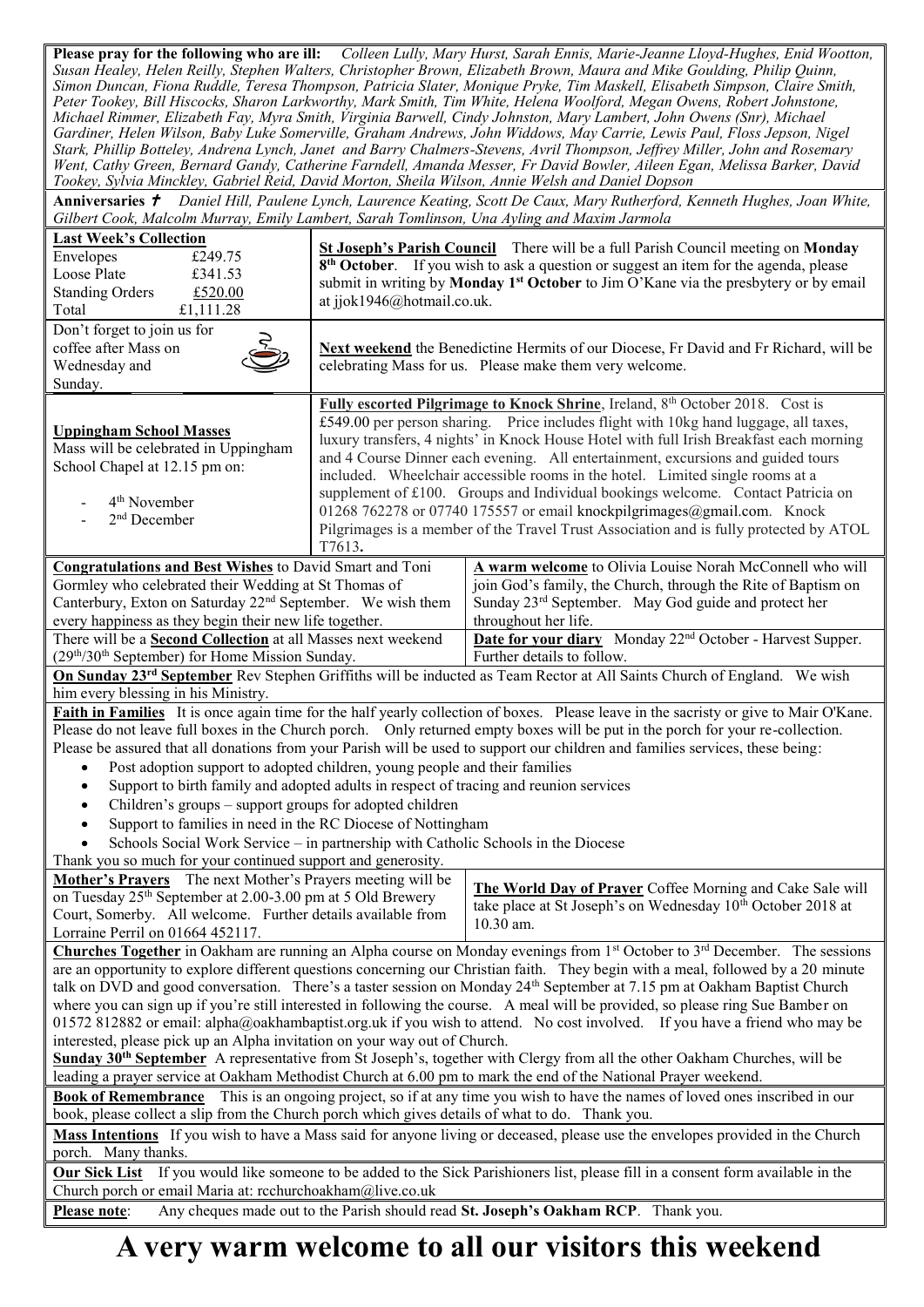**Please pray for the following who are ill:** *Colleen Lully, Mary Hurst, Sarah Ennis, Marie-Jeanne Lloyd-Hughes, Enid Wootton, Susan Healey, Helen Reilly, Stephen Walters, Christopher Brown, Elizabeth Brown, Maura and Mike Goulding, Philip Quinn, Simon Duncan, Fiona Ruddle, Teresa Thompson, Patricia Slater, Monique Pryke, Tim Maskell, Elisabeth Simpson, Claire Smith, Peter Tookey, Bill Hiscocks, Sharon Larkworthy, Mark Smith, Tim White, Helena Woolford, Megan Owens, Robert Johnstone, Michael Rimmer, Elizabeth Fay, Myra Smith, Virginia Barwell, Cindy Johnston, Mary Lambert, John Owens (Snr), Michael Gardiner, Helen Wilson, Baby Luke Somerville, Graham Andrews, John Widdows, May Carrie, Lewis Paul, Floss Jepson, Nigel Stark, Phillip Botteley, Andrena Lynch, Janet and Barry Chalmers-Stevens, Avril Thompson, Jeffrey Miller, John and Rosemary Went, Cathy Green, Bernard Gandy, Catherine Farndell, Amanda Messer, Fr David Bowler, Aileen Egan, Melissa Barker, David Tookey, Sylvia Minckley, Gabriel Reid, David Morton, Sheila Wilson, Annie Welsh and Daniel Dopson*

**Anniversaries** ✝ *Daniel Hill, Paulene Lynch, Laurence Keating, Scott De Caux, Mary Rutherford, Kenneth Hughes, Joan White, Gilbert Cook, Malcolm Murray, Emily Lambert, Sarah Tomlinson, Una Ayling and Maxim Jarmola*

**Last Week's Collection**

| | |
|---|---|
| Envelopes | £249.75 |
| Loose Plate | £341.53 |
| Standing Orders | £520.00 |
| Total | £1,111.28 |

**St Joseph's Parish Council** There will be a full Parish Council meeting on **Monday 8th October**. If you wish to ask a question or suggest an item for the agenda, please submit in writing by **Monday 1st October** to Jim O'Kane via the presbytery or by email at jjok1946@hotmail.co.uk.

Don't forget to join us for coffee after Mass on Wednesday and Sunday.

**Next weekend** the Benedictine Hermits of our Diocese, Fr David and Fr Richard, will be celebrating Mass for us. Please make them very welcome.

**Uppingham School Masses**
Mass will be celebrated in Uppingham School Chapel at 12.15 pm on:

- 4th November
- 2nd December

**Fully escorted Pilgrimage to Knock Shrine**, Ireland, 8th October 2018. Cost is £549.00 per person sharing. Price includes flight with 10kg hand luggage, all taxes, luxury transfers, 4 nights' in Knock House Hotel with full Irish Breakfast each morning and 4 Course Dinner each evening. All entertainment, excursions and guided tours included. Wheelchair accessible rooms in the hotel. Limited single rooms at a supplement of £100. Groups and Individual bookings welcome. Contact Patricia on 01268 762278 or 07740 175557 or email knockpilgrimages@gmail.com. Knock Pilgrimages is a member of the Travel Trust Association and is fully protected by ATOL T7613.

**Congratulations and Best Wishes** to David Smart and Toni Gormley who celebrated their Wedding at St Thomas of Canterbury, Exton on Saturday 22nd September. We wish them every happiness as they begin their new life together.

**A warm welcome** to Olivia Louise Norah McConnell who will join God's family, the Church, through the Rite of Baptism on Sunday 23rd September. May God guide and protect her throughout her life.

There will be a **Second Collection** at all Masses next weekend (29th/30th September) for Home Mission Sunday.

**Date for your diary** Monday 22nd October - Harvest Supper. Further details to follow.

**On Sunday 23rd September** Rev Stephen Griffiths will be inducted as Team Rector at All Saints Church of England. We wish him every blessing in his Ministry.

**Faith in Families** It is once again time for the half yearly collection of boxes. Please leave in the sacristy or give to Mair O'Kane. Please do not leave full boxes in the Church porch. Only returned empty boxes will be put in the porch for your re-collection. Please be assured that all donations from your Parish will be used to support our children and families services, these being:

- Post adoption support to adopted children, young people and their families
- Support to birth family and adopted adults in respect of tracing and reunion services
- Children's groups – support groups for adopted children
- Support to families in need in the RC Diocese of Nottingham
- Schools Social Work Service – in partnership with Catholic Schools in the Diocese

Thank you so much for your continued support and generosity.

**Mother's Prayers** The next Mother's Prayers meeting will be on Tuesday 25th September at 2.00-3.00 pm at 5 Old Brewery Court, Somerby. All welcome. Further details available from Lorraine Perril on 01664 452117.

**The World Day of Prayer** Coffee Morning and Cake Sale will take place at St Joseph's on Wednesday 10th October 2018 at 10.30 am.

**Churches Together** in Oakham are running an Alpha course on Monday evenings from 1st October to 3rd December. The sessions are an opportunity to explore different questions concerning our Christian faith. They begin with a meal, followed by a 20 minute talk on DVD and good conversation. There's a taster session on Monday 24th September at 7.15 pm at Oakham Baptist Church where you can sign up if you're still interested in following the course. A meal will be provided, so please ring Sue Bamber on 01572 812882 or email: alpha@oakhambaptist.org.uk if you wish to attend. No cost involved. If you have a friend who may be interested, please pick up an Alpha invitation on your way out of Church.

**Sunday 30th September** A representative from St Joseph's, together with Clergy from all the other Oakham Churches, will be leading a prayer service at Oakham Methodist Church at 6.00 pm to mark the end of the National Prayer weekend.

**Book of Remembrance** This is an ongoing project, so if at any time you wish to have the names of loved ones inscribed in our book, please collect a slip from the Church porch which gives details of what to do. Thank you.

**Mass Intentions** If you wish to have a Mass said for anyone living or deceased, please use the envelopes provided in the Church porch. Many thanks.

**Our Sick List** If you would like someone to be added to the Sick Parishioners list, please fill in a consent form available in the Church porch or email Maria at: rcchurchoakham@live.co.uk

**Please note**: Any cheques made out to the Parish should read **St. Joseph's Oakham RCP**. Thank you.

# A very warm welcome to all our visitors this weekend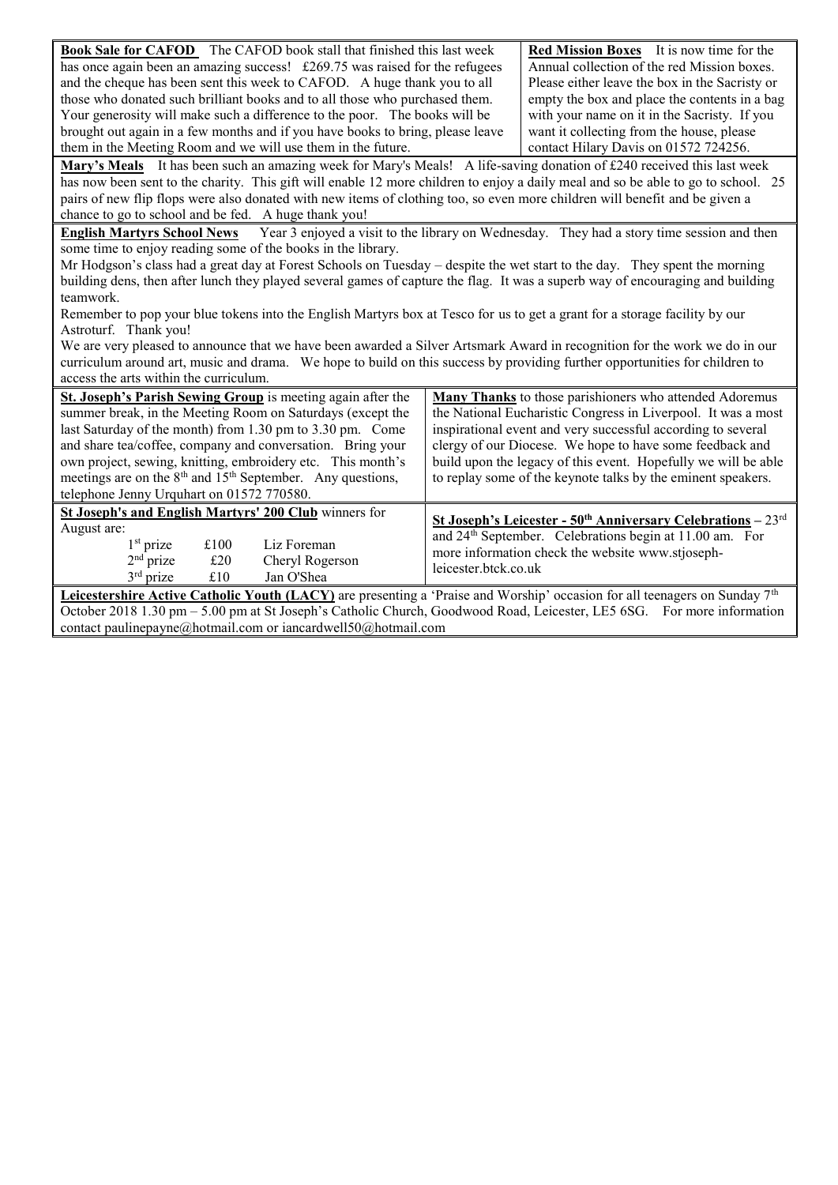**Book Sale for CAFOD** The CAFOD book stall that finished this last week has once again been an amazing success! £269.75 was raised for the refugees and the cheque has been sent this week to CAFOD. A huge thank you to all those who donated such brilliant books and to all those who purchased them. Your generosity will make such a difference to the poor. The books will be brought out again in a few months and if you have books to bring, please leave them in the Meeting Room and we will use them in the future.

**Red Mission Boxes** It is now time for the Annual collection of the red Mission boxes. Please either leave the box in the Sacristy or empty the box and place the contents in a bag with your name on it in the Sacristy. If you want it collecting from the house, please contact Hilary Davis on 01572 724256.

**Mary's Meals** It has been such an amazing week for Mary's Meals! A life-saving donation of £240 received this last week has now been sent to the charity. This gift will enable 12 more children to enjoy a daily meal and so be able to go to school. 25 pairs of new flip flops were also donated with new items of clothing too, so even more children will benefit and be given a chance to go to school and be fed. A huge thank you!

**English Martyrs School News** Year 3 enjoyed a visit to the library on Wednesday. They had a story time session and then some time to enjoy reading some of the books in the library.

Mr Hodgson's class had a great day at Forest Schools on Tuesday – despite the wet start to the day. They spent the morning building dens, then after lunch they played several games of capture the flag. It was a superb way of encouraging and building teamwork.

Remember to pop your blue tokens into the English Martyrs box at Tesco for us to get a grant for a storage facility by our Astroturf. Thank you!

We are very pleased to announce that we have been awarded a Silver Artsmark Award in recognition for the work we do in our curriculum around art, music and drama. We hope to build on this success by providing further opportunities for children to access the arts within the curriculum.

**St. Joseph's Parish Sewing Group** is meeting again after the summer break, in the Meeting Room on Saturdays (except the last Saturday of the month) from 1.30 pm to 3.30 pm. Come and share tea/coffee, company and conversation. Bring your own project, sewing, knitting, embroidery etc. This month's meetings are on the 8th and 15th September. Any questions, telephone Jenny Urquhart on 01572 770580.

**Many Thanks** to those parishioners who attended Adoremus the National Eucharistic Congress in Liverpool. It was a most inspirational event and very successful according to several clergy of our Diocese. We hope to have some feedback and build upon the legacy of this event. Hopefully we will be able to replay some of the keynote talks by the eminent speakers.

**St Joseph's and English Martyrs' 200 Club** winners for August are:

| | | |
|---|---|---|
| 1st prize | £100 | Liz Foreman |
| 2nd prize | £20 | Cheryl Rogerson |
| 3rd prize | £10 | Jan O'Shea |

**St Joseph's Leicester - 50th Anniversary Celebrations** – 23rd and 24th September. Celebrations begin at 11.00 am. For more information check the website www.stjoseph-leicester.btck.co.uk

**Leicestershire Active Catholic Youth (LACY)** are presenting a 'Praise and Worship' occasion for all teenagers on Sunday 7th October 2018 1.30 pm – 5.00 pm at St Joseph's Catholic Church, Goodwood Road, Leicester, LE5 6SG. For more information contact paulinepayne@hotmail.com or iancardwell50@hotmail.com